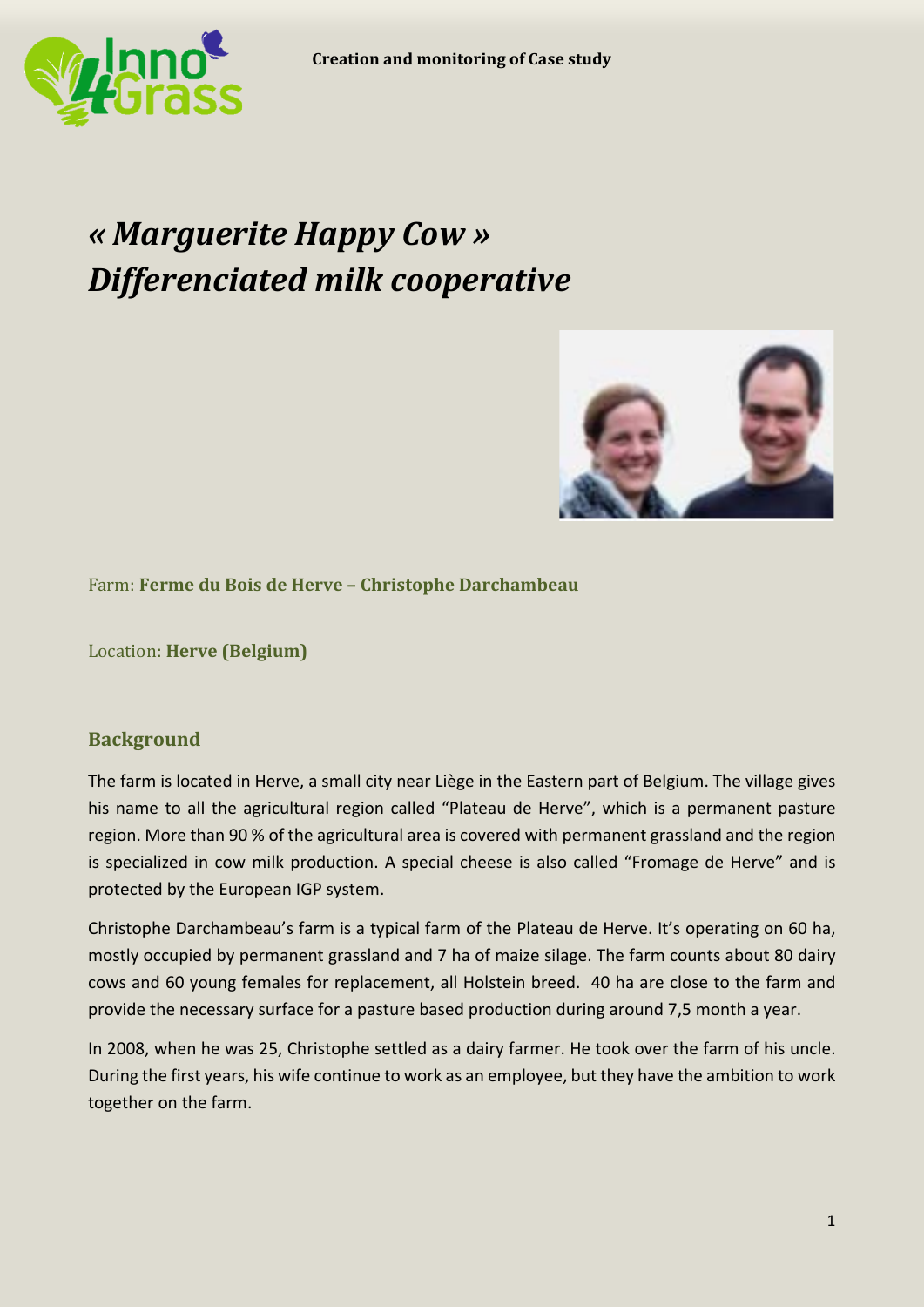# *« Marguerite Happy Cow »*
# *Differenciated milk cooperative*

Farm: **Ferme du Bois de Herve – Christophe Darchambeau**

Location: **Herve (Belgium)**

## Background

The farm is located in Herve, a small city near Liège in the Eastern part of Belgium. The village gives his name to all the agricultural region called "Plateau de Herve", which is a permanent pasture region. More than 90 % of the agricultural area is covered with permanent grassland and the region is specialized in cow milk production. A special cheese is also called "Fromage de Herve" and is protected by the European IGP system.

Christophe Darchambeau's farm is a typical farm of the Plateau de Herve. It's operating on 60 ha, mostly occupied by permanent grassland and 7 ha of maize silage. The farm counts about 80 dairy cows and 60 young females for replacement, all Holstein breed. 40 ha are close to the farm and provide the necessary surface for a pasture based production during around 7,5 month a year.

In 2008, when he was 25, Christophe settled as a dairy farmer. He took over the farm of his uncle. During the first years, his wife continue to work as an employee, but they have the ambition to work together on the farm.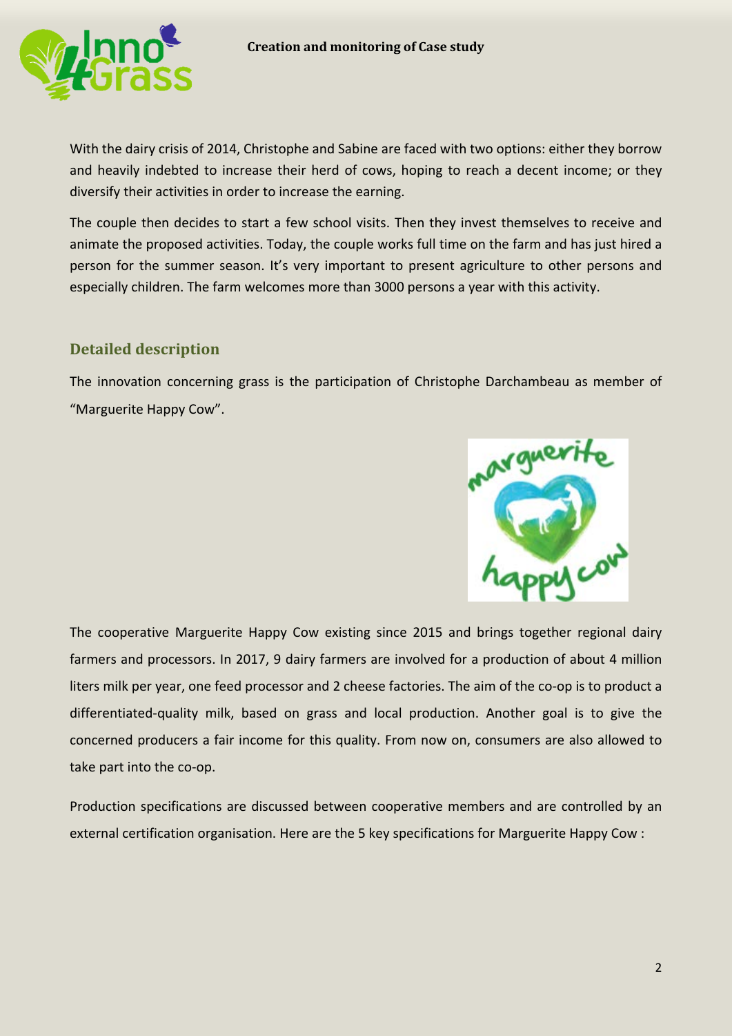With the dairy crisis of 2014, Christophe and Sabine are faced with two options: either they borrow and heavily indebted to increase their herd of cows, hoping to reach a decent income; or they diversify their activities in order to increase the earning.

The couple then decides to start a few school visits. Then they invest themselves to receive and animate the proposed activities. Today, the couple works full time on the farm and has just hired a person for the summer season. It's very important to present agriculture to other persons and especially children. The farm welcomes more than 3000 persons a year with this activity.

## Detailed description

The innovation concerning grass is the participation of Christophe Darchambeau as member of "Marguerite Happy Cow".

The cooperative Marguerite Happy Cow existing since 2015 and brings together regional dairy farmers and processors. In 2017, 9 dairy farmers are involved for a production of about 4 million liters milk per year, one feed processor and 2 cheese factories. The aim of the co-op is to product a differentiated-quality milk, based on grass and local production. Another goal is to give the concerned producers a fair income for this quality. From now on, consumers are also allowed to take part into the co-op.

Production specifications are discussed between cooperative members and are controlled by an external certification organisation. Here are the 5 key specifications for Marguerite Happy Cow :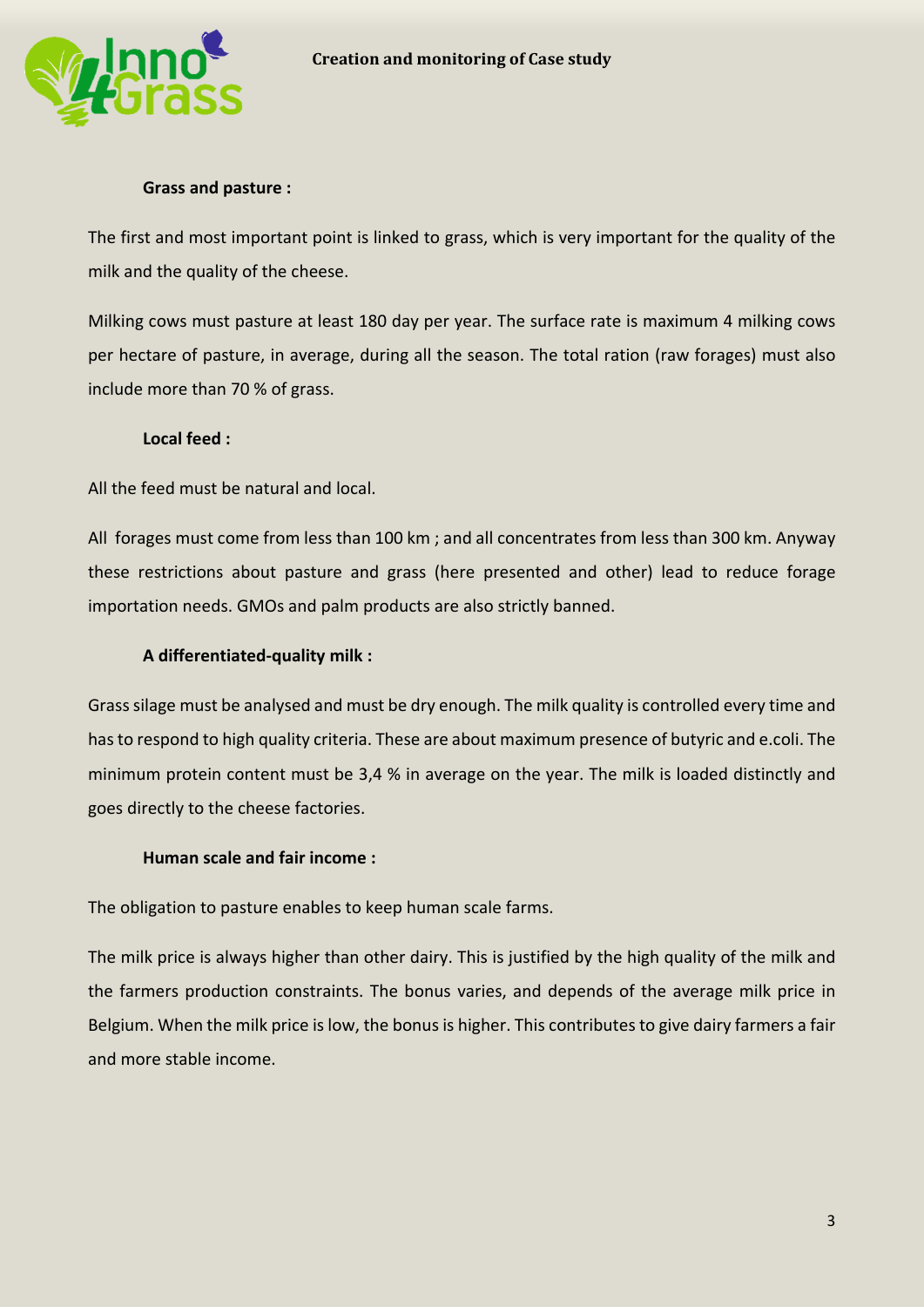**Grass and pasture :**

The first and most important point is linked to grass, which is very important for the quality of the milk and the quality of the cheese.

Milking cows must pasture at least 180 day per year. The surface rate is maximum 4 milking cows per hectare of pasture, in average, during all the season. The total ration (raw forages) must also include more than 70 % of grass.

**Local feed :**

All the feed must be natural and local.

All forages must come from less than 100 km ; and all concentrates from less than 300 km. Anyway these restrictions about pasture and grass (here presented and other) lead to reduce forage importation needs. GMOs and palm products are also strictly banned.

**A differentiated-quality milk :**

Grass silage must be analysed and must be dry enough. The milk quality is controlled every time and has to respond to high quality criteria. These are about maximum presence of butyric and e.coli. The minimum protein content must be 3,4 % in average on the year. The milk is loaded distinctly and goes directly to the cheese factories.

**Human scale and fair income :**

The obligation to pasture enables to keep human scale farms.

The milk price is always higher than other dairy. This is justified by the high quality of the milk and the farmers production constraints. The bonus varies, and depends of the average milk price in Belgium. When the milk price is low, the bonus is higher. This contributes to give dairy farmers a fair and more stable income.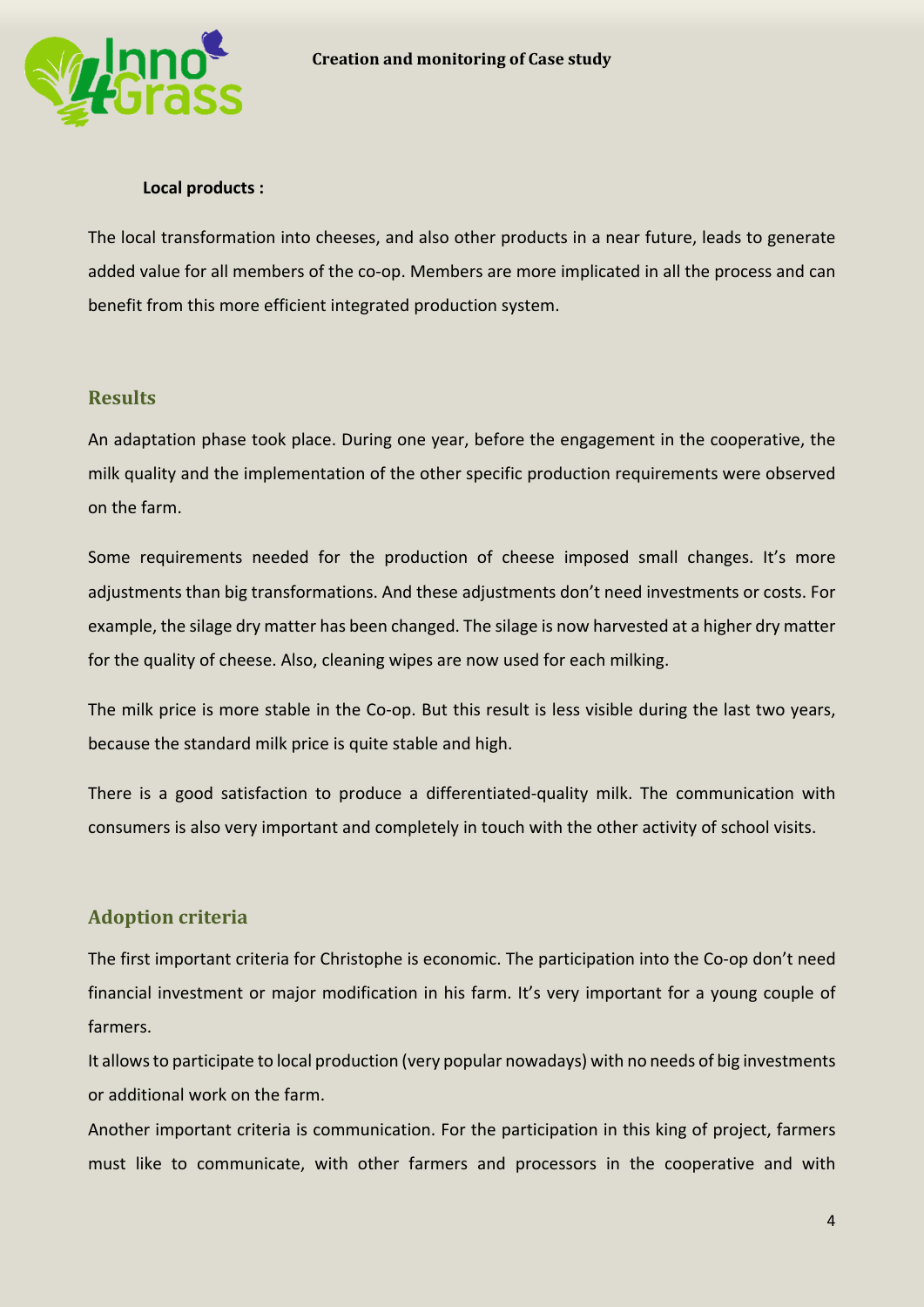**Local products :**

The local transformation into cheeses, and also other products in a near future, leads to generate added value for all members of the co-op. Members are more implicated in all the process and can benefit from this more efficient integrated production system.

## Results

An adaptation phase took place. During one year, before the engagement in the cooperative, the milk quality and the implementation of the other specific production requirements were observed on the farm.

Some requirements needed for the production of cheese imposed small changes. It's more adjustments than big transformations. And these adjustments don't need investments or costs. For example, the silage dry matter has been changed. The silage is now harvested at a higher dry matter for the quality of cheese. Also, cleaning wipes are now used for each milking.

The milk price is more stable in the Co-op. But this result is less visible during the last two years, because the standard milk price is quite stable and high.

There is a good satisfaction to produce a differentiated-quality milk. The communication with consumers is also very important and completely in touch with the other activity of school visits.

## Adoption criteria

The first important criteria for Christophe is economic. The participation into the Co-op don't need financial investment or major modification in his farm. It's very important for a young couple of farmers.

It allows to participate to local production (very popular nowadays) with no needs of big investments or additional work on the farm.

Another important criteria is communication. For the participation in this king of project, farmers must like to communicate, with other farmers and processors in the cooperative and with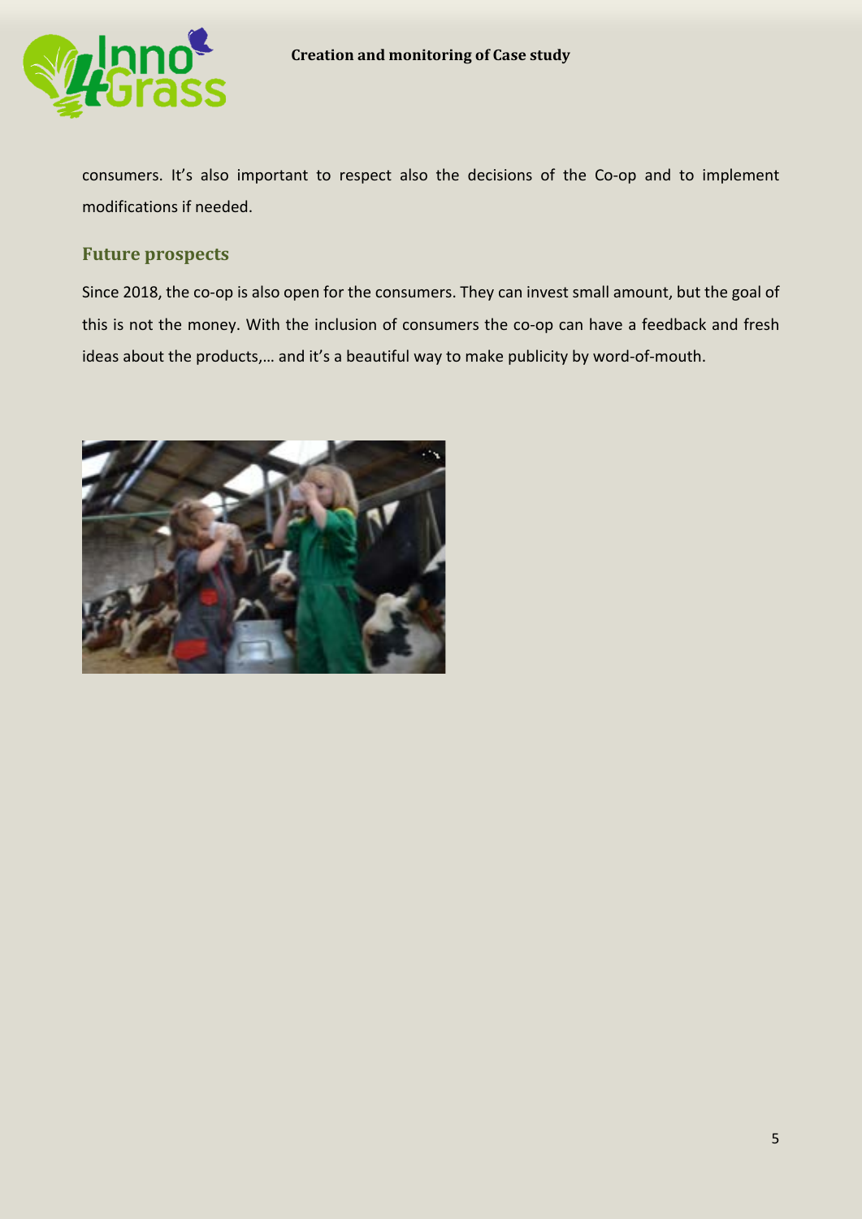consumers. It's also important to respect also the decisions of the Co-op and to implement modifications if needed.

## Future prospects

Since 2018, the co-op is also open for the consumers. They can invest small amount, but the goal of this is not the money. With the inclusion of consumers the co-op can have a feedback and fresh ideas about the products,… and it's a beautiful way to make publicity by word-of-mouth.